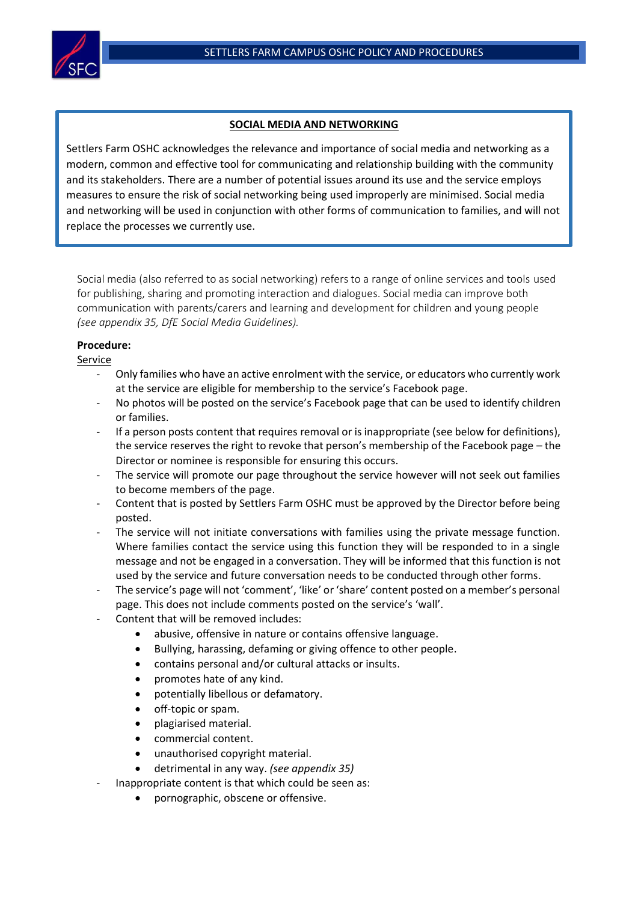## SOCIAL MEDIA AND NETWORKING

Settlers Farm OSHC acknowledges the relevance and importance of social media and networking as a modern, common and effective tool for communicating and relationship building with the community and its stakeholders. There are a number of potential issues around its use and the service employs measures to ensure the risk of social networking being used improperly are minimised. Social media and networking will be used in conjunction with other forms of communication to families, and will not replace the processes we currently use.

Social media (also referred to as social networking) refers to a range of online services and tools used for publishing, sharing and promoting interaction and dialogues. Social media can improve both communication with parents/carers and learning and development for children and young people *(see appendix 35, DfE Social Media Guidelines).*

**Procedure:**

Service

- Only families who have an active enrolment with the service, or educators who currently work at the service are eligible for membership to the service's Facebook page.
- No photos will be posted on the service's Facebook page that can be used to identify children or families.
- If a person posts content that requires removal or is inappropriate (see below for definitions), the service reserves the right to revoke that person's membership of the Facebook page – the Director or nominee is responsible for ensuring this occurs.
- The service will promote our page throughout the service however will not seek out families to become members of the page.
- Content that is posted by Settlers Farm OSHC must be approved by the Director before being posted.
- The service will not initiate conversations with families using the private message function. Where families contact the service using this function they will be responded to in a single message and not be engaged in a conversation. They will be informed that this function is not used by the service and future conversation needs to be conducted through other forms.
- The service's page will not 'comment', 'like' or 'share' content posted on a member's personal page. This does not include comments posted on the service's 'wall'.
- Content that will be removed includes:
    - abusive, offensive in nature or contains offensive language.
    - Bullying, harassing, defaming or giving offence to other people.
    - contains personal and/or cultural attacks or insults.
    - promotes hate of any kind.
    - potentially libellous or defamatory.
    - off-topic or spam.
    - plagiarised material.
    - commercial content.
    - unauthorised copyright material.
    - detrimental in any way. *(see appendix 35)*
- Inappropriate content is that which could be seen as:
    - pornographic, obscene or offensive.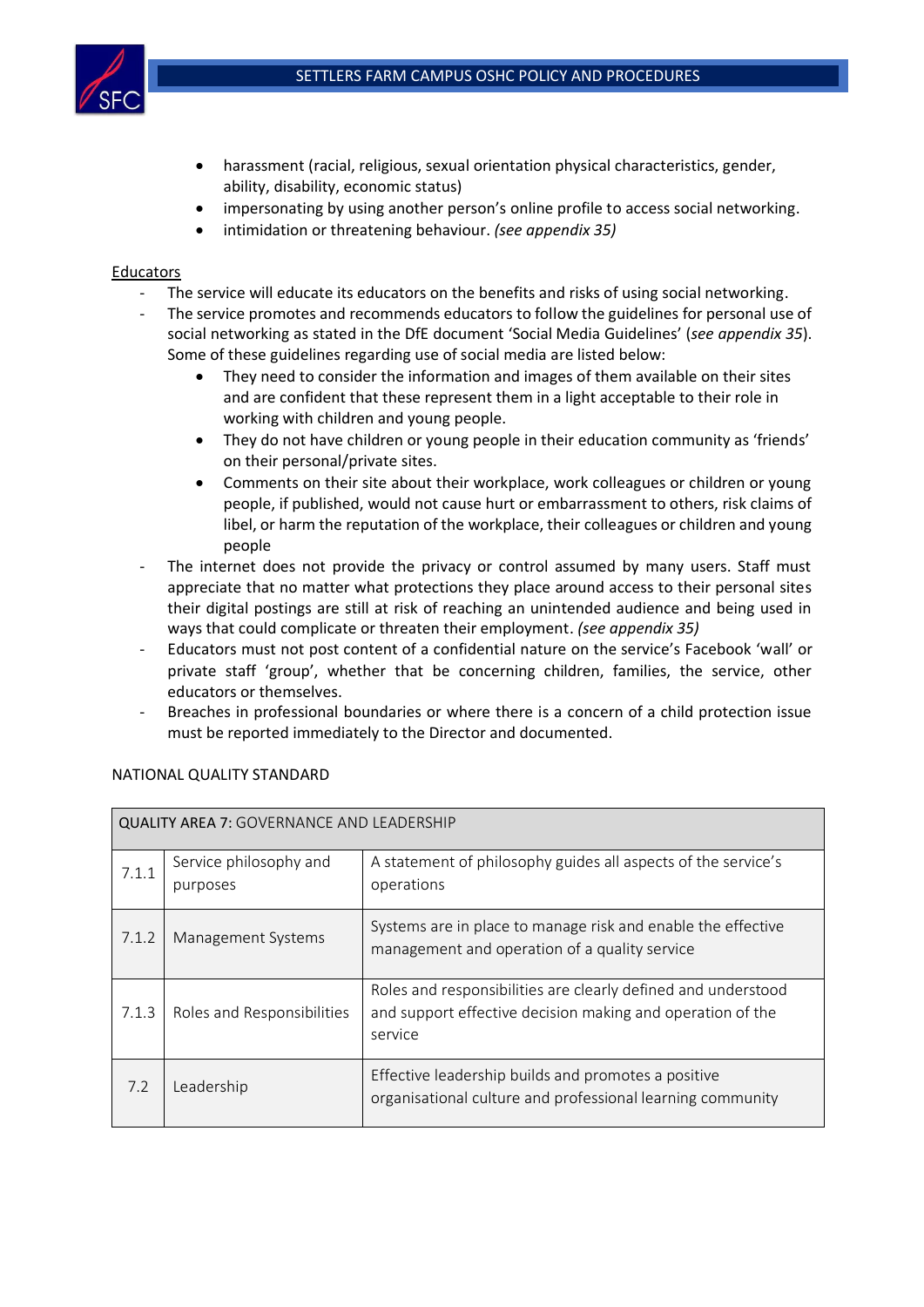- harassment (racial, religious, sexual orientation physical characteristics, gender, ability, disability, economic status)
- impersonating by using another person's online profile to access social networking.
- intimidation or threatening behaviour. *(see appendix 35)*

<u>Educators</u>

- The service will educate its educators on the benefits and risks of using social networking.
- The service promotes and recommends educators to follow the guidelines for personal use of social networking as stated in the DfE document 'Social Media Guidelines' (*see appendix 35*). Some of these guidelines regarding use of social media are listed below:
  - They need to consider the information and images of them available on their sites and are confident that these represent them in a light acceptable to their role in working with children and young people.
  - They do not have children or young people in their education community as 'friends' on their personal/private sites.
  - Comments on their site about their workplace, work colleagues or children or young people, if published, would not cause hurt or embarrassment to others, risk claims of libel, or harm the reputation of the workplace, their colleagues or children and young people
- The internet does not provide the privacy or control assumed by many users. Staff must appreciate that no matter what protections they place around access to their personal sites their digital postings are still at risk of reaching an unintended audience and being used in ways that could complicate or threaten their employment. *(see appendix 35)*
- Educators must not post content of a confidential nature on the service's Facebook 'wall' or private staff 'group', whether that be concerning children, families, the service, other educators or themselves.
- Breaches in professional boundaries or where there is a concern of a child protection issue must be reported immediately to the Director and documented.

NATIONAL QUALITY STANDARD

| QUALITY AREA 7: GOVERNANCE AND LEADERSHIP | | |
|---|---|---|
| 7.1.1 | Service philosophy and purposes | A statement of philosophy guides all aspects of the service's operations |
| 7.1.2 | Management Systems | Systems are in place to manage risk and enable the effective management and operation of a quality service |
| 7.1.3 | Roles and Responsibilities | Roles and responsibilities are clearly defined and understood and support effective decision making and operation of the service |
| 7.2 | Leadership | Effective leadership builds and promotes a positive organisational culture and professional learning community |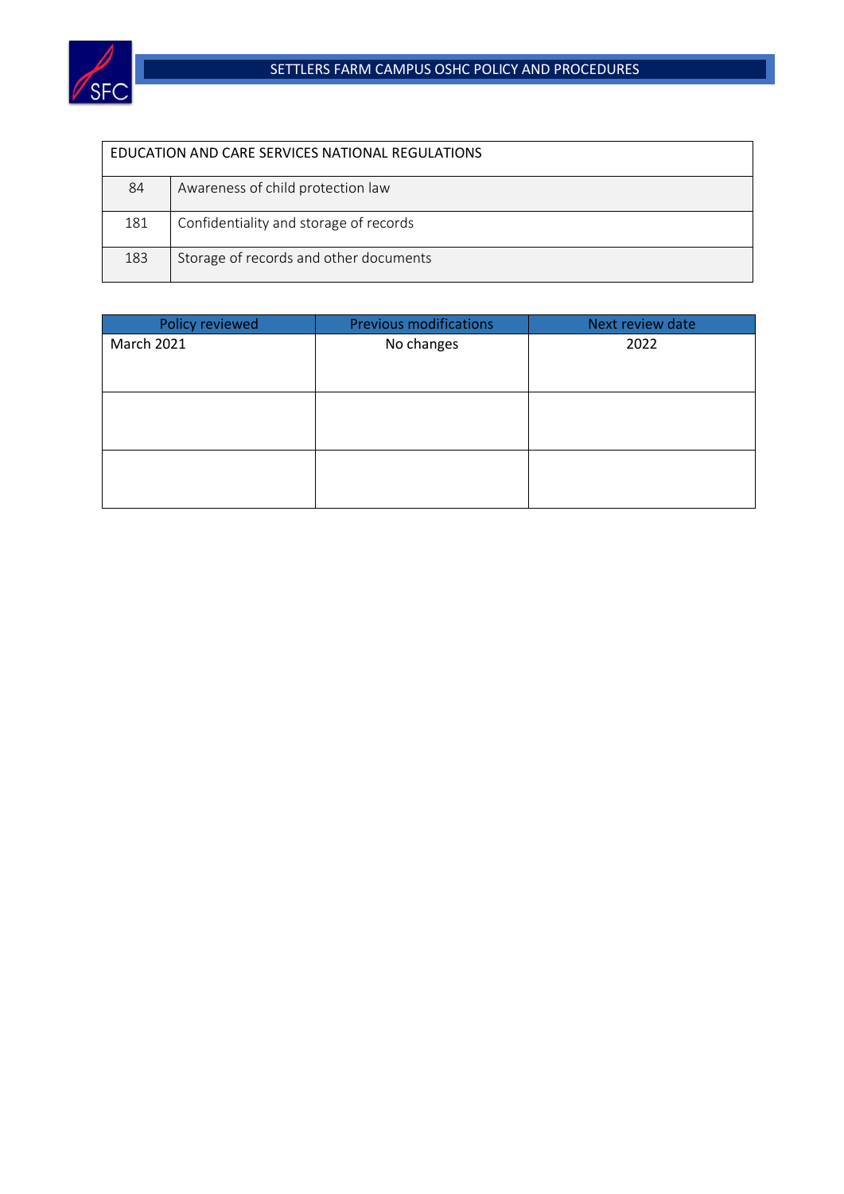| EDUCATION AND CARE SERVICES NATIONAL REGULATIONS | |
|---|---|
| 84 | Awareness of child protection law |
| 181 | Confidentiality and storage of records |
| 183 | Storage of records and other documents |

| Policy reviewed | Previous modifications | Next review date |
|---|---|---|
| March 2021 | No changes | 2022 |
| | | |
| | | |